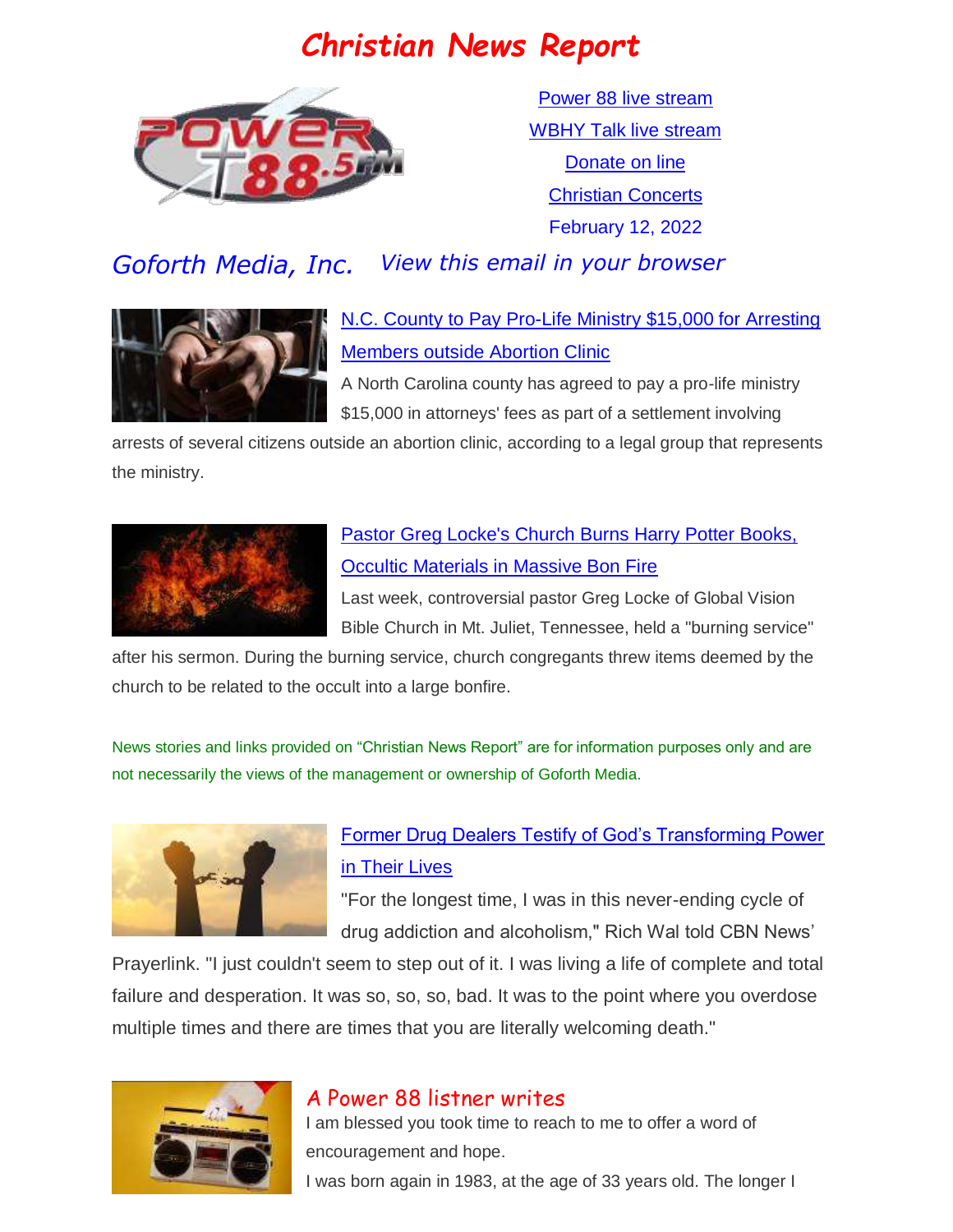# Christian News Report

Power 88 live stream

WBHY Talk live stream

Donate on line

Christian Concerts

February 12, 2022

*Goforth Media, Inc.* *View this email in your browser*

## N.C. County to Pay Pro-Life Ministry $15,000 for Arresting Members outside Abortion Clinic

A North Carolina county has agreed to pay a pro-life ministry $15,000 in attorneys' fees as part of a settlement involving arrests of several citizens outside an abortion clinic, according to a legal group that represents the ministry.

## Pastor Greg Locke's Church Burns Harry Potter Books, Occultic Materials in Massive Bon Fire

Last week, controversial pastor Greg Locke of Global Vision Bible Church in Mt. Juliet, Tennessee, held a "burning service" after his sermon. During the burning service, church congregants threw items deemed by the church to be related to the occult into a large bonfire.

News stories and links provided on "Christian News Report" are for information purposes only and are not necessarily the views of the management or ownership of Goforth Media.

## Former Drug Dealers Testify of God's Transforming Power in Their Lives

"For the longest time, I was in this never-ending cycle of drug addiction and alcoholism," Rich Wal told CBN News' Prayerlink. "I just couldn't seem to step out of it. I was living a life of complete and total failure and desperation. It was so, so, so, bad. It was to the point where you overdose multiple times and there are times that you are literally welcoming death."

## A Power 88 listner writes

I am blessed you took time to reach to me to offer a word of encouragement and hope.

I was born again in 1983, at the age of 33 years old. The longer I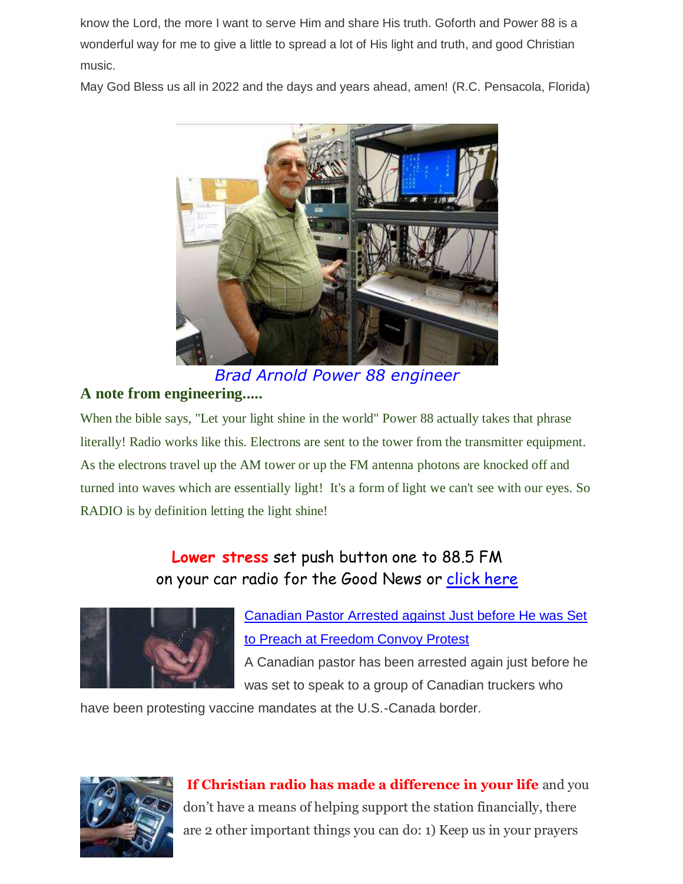know the Lord, the more I want to serve Him and share His truth. Goforth and Power 88 is a wonderful way for me to give a little to spread a lot of His light and truth, and good Christian music.

May God Bless us all in 2022 and the days and years ahead, amen! (R.C. Pensacola, Florida)

*Brad Arnold Power 88 engineer*

### A note from engineering.....

When the bible says, "Let your light shine in the world" Power 88 actually takes that phrase literally! Radio works like this. Electrons are sent to the tower from the transmitter equipment. As the electrons travel up the AM tower or up the FM antenna photons are knocked off and turned into waves which are essentially light! It's a form of light we can't see with our eyes. So RADIO is by definition letting the light shine!

**Lower stress** set push button one to 88.5 FM on your car radio for the Good News or [click here]

[Canadian Pastor Arrested against Just before He was Set to Preach at Freedom Convoy Protest]

A Canadian pastor has been arrested again just before he was set to speak to a group of Canadian truckers who have been protesting vaccine mandates at the U.S.-Canada border.

**If Christian radio has made a difference in your life** and you don't have a means of helping support the station financially, there are 2 other important things you can do: 1) Keep us in your prayers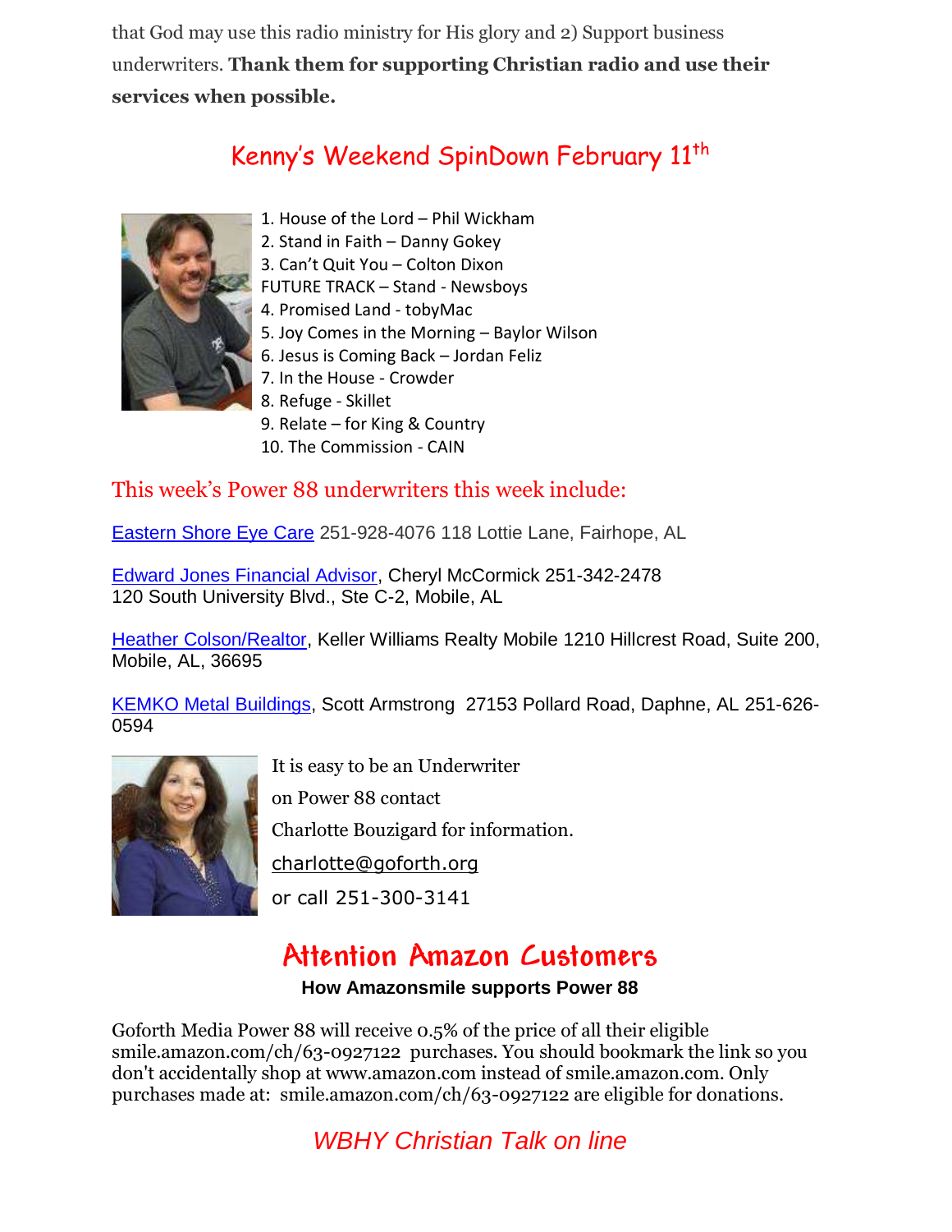that God may use this radio ministry for His glory and 2) Support business underwriters. **Thank them for supporting Christian radio and use their services when possible.**

## Kenny's Weekend SpinDown February 11th

1. House of the Lord – Phil Wickham
2. Stand in Faith – Danny Gokey
3. Can't Quit You – Colton Dixon

FUTURE TRACK – Stand - Newsboys

4. Promised Land - tobyMac
5. Joy Comes in the Morning – Baylor Wilson
6. Jesus is Coming Back – Jordan Feliz
7. In the House - Crowder
8. Refuge - Skillet
9. Relate – for King & Country
10. The Commission - CAIN

### This week's Power 88 underwriters this week include:

Eastern Shore Eye Care 251-928-4076 118 Lottie Lane, Fairhope, AL

Edward Jones Financial Advisor, Cheryl McCormick 251-342-2478
120 South University Blvd., Ste C-2, Mobile, AL

Heather Colson/Realtor, Keller Williams Realty Mobile 1210 Hillcrest Road, Suite 200, Mobile, AL, 36695

KEMKO Metal Buildings, Scott Armstrong 27153 Pollard Road, Daphne, AL 251-626-0594

It is easy to be an Underwriter
on Power 88 contact
Charlotte Bouzigard for information.
charlotte@goforth.org
or call 251-300-3141

## Attention Amazon Customers

**How Amazonsmile supports Power 88**

Goforth Media Power 88 will receive 0.5% of the price of all their eligible smile.amazon.com/ch/63-0927122 purchases. You should bookmark the link so you don't accidentally shop at www.amazon.com instead of smile.amazon.com. Only purchases made at: smile.amazon.com/ch/63-0927122 are eligible for donations.

### *WBHY Christian Talk on line*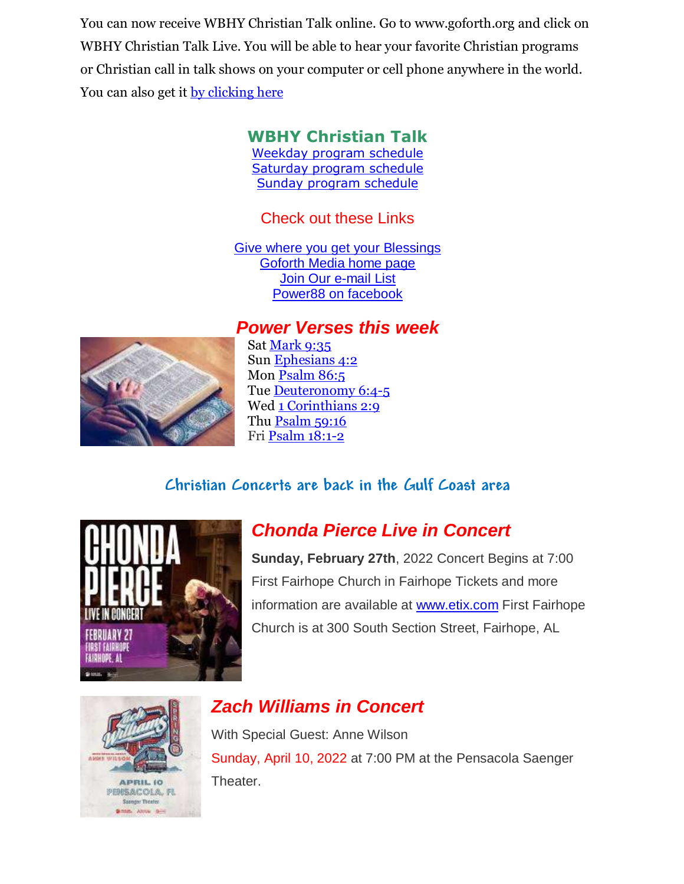You can now receive WBHY Christian Talk online. Go to www.goforth.org and click on WBHY Christian Talk Live. You will be able to hear your favorite Christian programs or Christian call in talk shows on your computer or cell phone anywhere in the world. You can also get it by clicking here

## WBHY Christian Talk

Weekday program schedule
Saturday program schedule
Sunday program schedule

### Check out these Links

Give where you get your Blessings
Goforth Media home page
Join Our e-mail List
Power88 on facebook

## *Power Verses this week*

Sat Mark 9:35
Sun Ephesians 4:2
Mon Psalm 86:5
Tue Deuteronomy 6:4-5
Wed 1 Corinthians 2:9
Thu Psalm 59:16
Fri Psalm 18:1-2

## Christian Concerts are back in the Gulf Coast area

### *Chonda Pierce Live in Concert*

**Sunday, February 27th**, 2022 Concert Begins at 7:00 First Fairhope Church in Fairhope Tickets and more information are available at www.etix.com First Fairhope Church is at 300 South Section Street, Fairhope, AL

### *Zach Williams in Concert*

With Special Guest: Anne Wilson

Sunday, April 10, 2022 at 7:00 PM at the Pensacola Saenger Theater.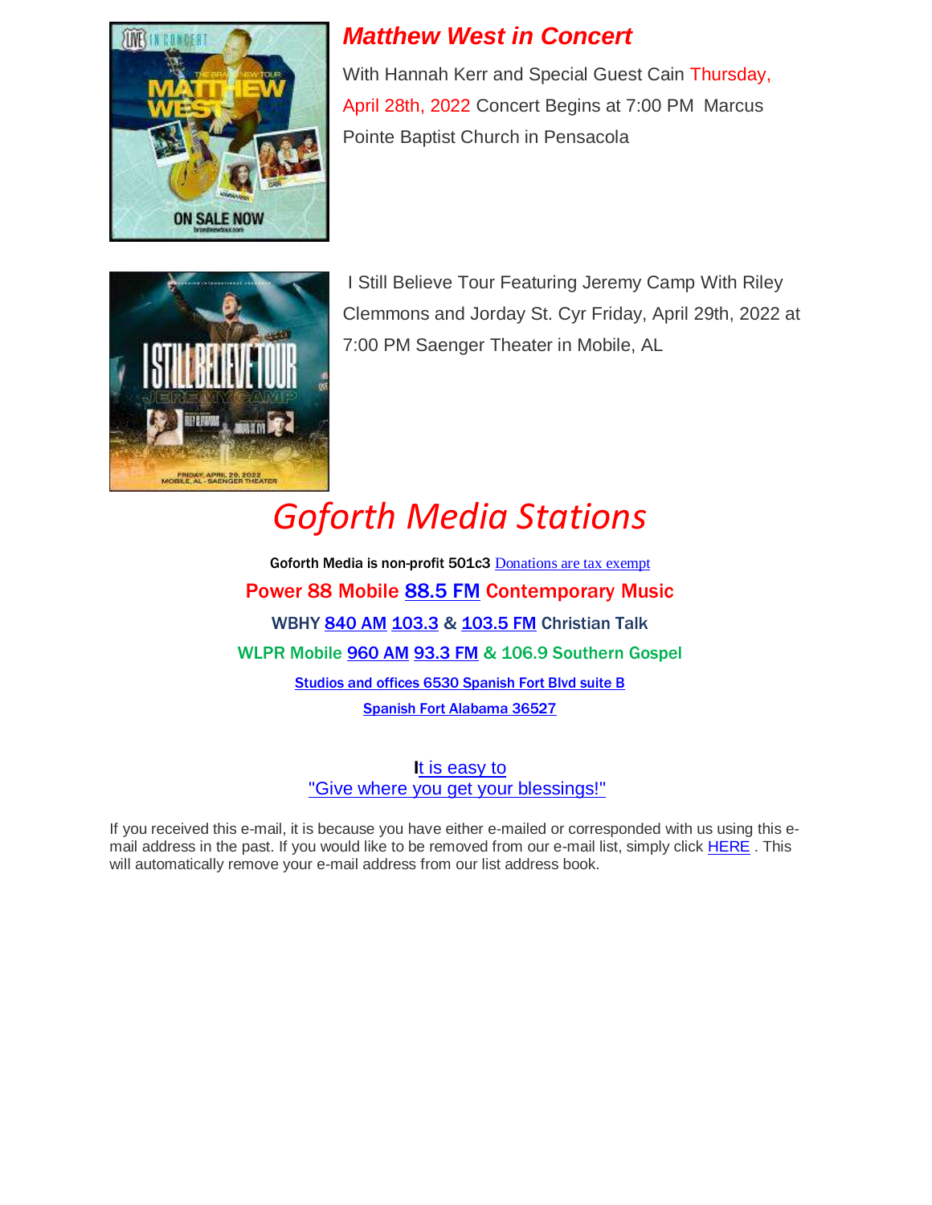### *Matthew West in Concert*

With Hannah Kerr and Special Guest Cain Thursday, April 28th, 2022 Concert Begins at 7:00 PM  Marcus Pointe Baptist Church in Pensacola

I Still Believe Tour Featuring Jeremy Camp With Riley Clemmons and Jorday St. Cyr Friday, April 29th, 2022 at 7:00 PM Saenger Theater in Mobile, AL

# *Goforth Media Stations*

**Goforth Media is non-profit 501c3** Donations are tax exempt

**Power 88 Mobile 88.5 FM Contemporary Music**

**WBHY 840 AM 103.3 & 103.5 FM Christian Talk**

**WLPR Mobile 960 AM 93.3 FM & 106.9 Southern Gospel**

**Studios and offices 6530 Spanish Fort Blvd suite B**

**Spanish Fort Alabama 36527**

It is easy to
"Give where you get your blessings!"

If you received this e-mail, it is because you have either e-mailed or corresponded with us using this e-mail address in the past. If you would like to be removed from our e-mail list, simply click HERE . This will automatically remove your e-mail address from our list address book.